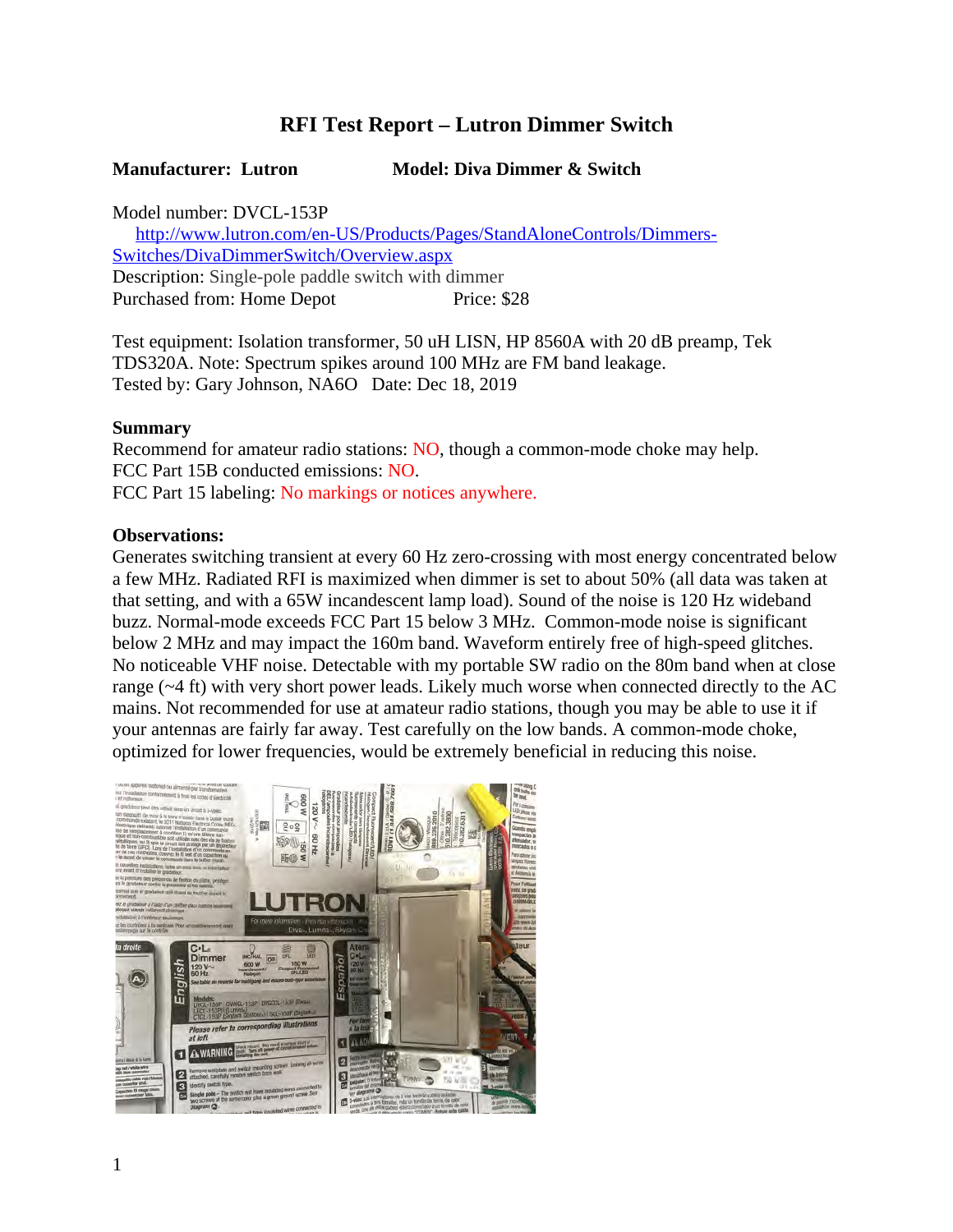# RFI Test Report – Lutron Dimmer Switch

**Manufacturer: Lutron** **Model: Diva Dimmer & Switch**

Model number: DVCL-153P
http://www.lutron.com/en-US/Products/Pages/StandAloneControls/Dimmers-Switches/DivaDimmerSwitch/Overview.aspx
Description: Single-pole paddle switch with dimmer
Purchased from: Home Depot Price: $28

Test equipment: Isolation transformer, 50 uH LISN, HP 8560A with 20 dB preamp, Tek TDS320A. Note: Spectrum spikes around 100 MHz are FM band leakage.
Tested by: Gary Johnson, NA6O Date: Dec 18, 2019

**Summary**

Recommend for amateur radio stations: NO, though a common-mode choke may help.
FCC Part 15B conducted emissions: NO.
FCC Part 15 labeling: No markings or notices anywhere.

**Observations:**

Generates switching transient at every 60 Hz zero-crossing with most energy concentrated below a few MHz. Radiated RFI is maximized when dimmer is set to about 50% (all data was taken at that setting, and with a 65W incandescent lamp load). Sound of the noise is 120 Hz wideband buzz. Normal-mode exceeds FCC Part 15 below 3 MHz. Common-mode noise is significant below 2 MHz and may impact the 160m band. Waveform entirely free of high-speed glitches. No noticeable VHF noise. Detectable with my portable SW radio on the 80m band when at close range (~4 ft) with very short power leads. Likely much worse when connected directly to the AC mains. Not recommended for use at amateur radio stations, though you may be able to use it if your antennas are fairly far away. Test carefully on the low bands. A common-mode choke, optimized for lower frequencies, would be extremely beneficial in reducing this noise.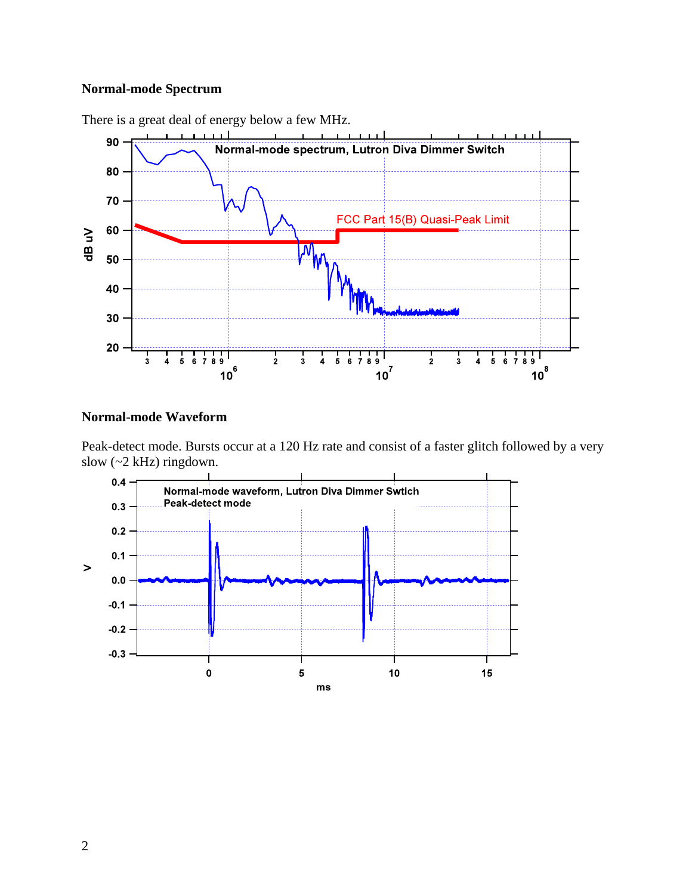### Normal-mode Spectrum

There is a great deal of energy below a few MHz.

### Normal-mode Waveform

Peak-detect mode. Bursts occur at a 120 Hz rate and consist of a faster glitch followed by a very slow (~2 kHz) ringdown.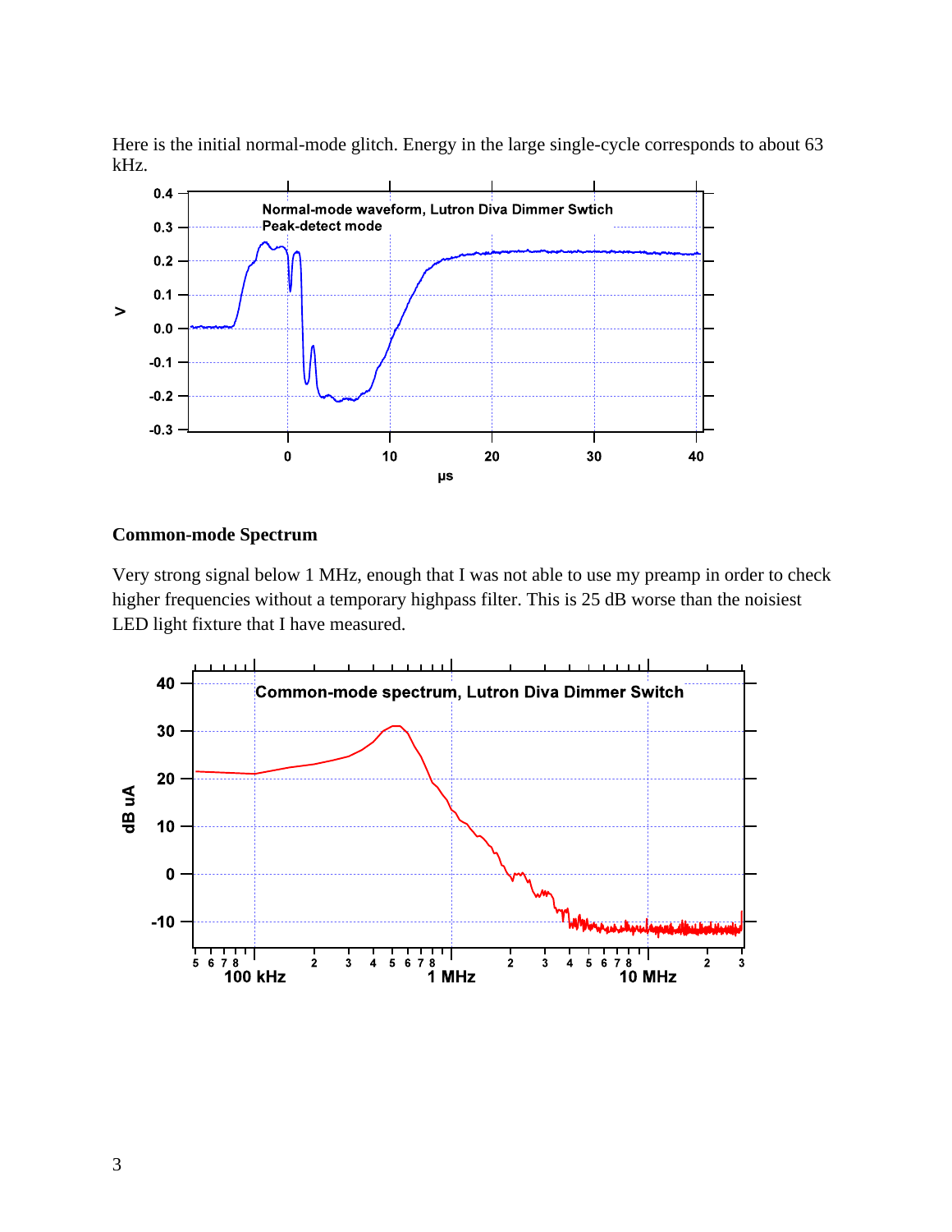Here is the initial normal-mode glitch. Energy in the large single-cycle corresponds to about 63 kHz.

### Common-mode Spectrum

Very strong signal below 1 MHz, enough that I was not able to use my preamp in order to check higher frequencies without a temporary highpass filter. This is 25 dB worse than the noisiest LED light fixture that I have measured.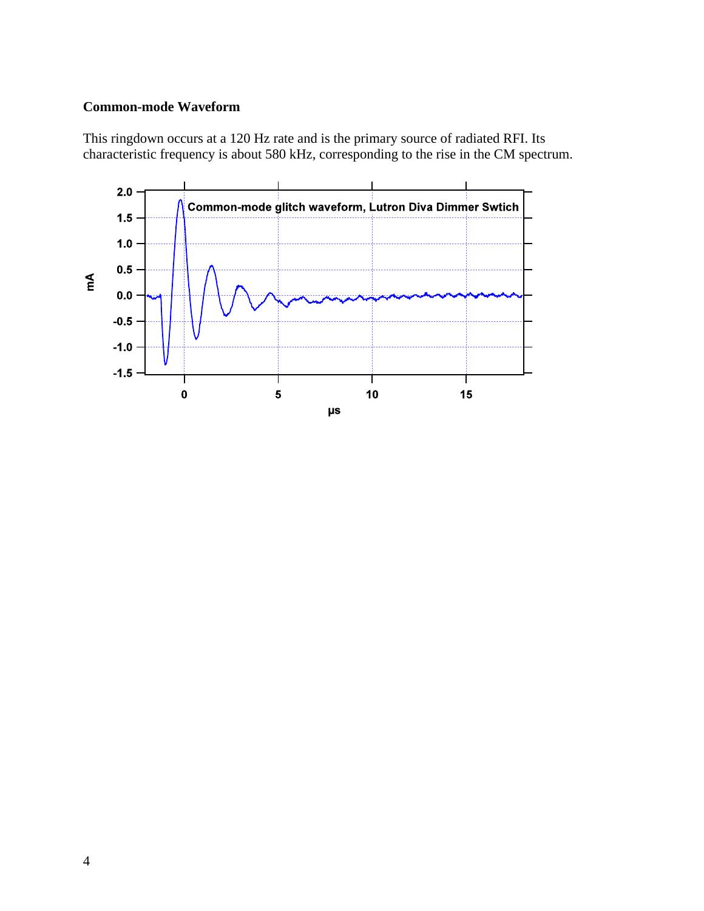**Common-mode Waveform**

This ringdown occurs at a 120 Hz rate and is the primary source of radiated RFI. Its characteristic frequency is about 580 kHz, corresponding to the rise in the CM spectrum.

Common-mode glitch waveform, Lutron Diva Dimmer Swtich

2.0
1.5
1.0
0.5
0.0
-0.5
-1.0
-1.5

mA

0
5
10
15

μs